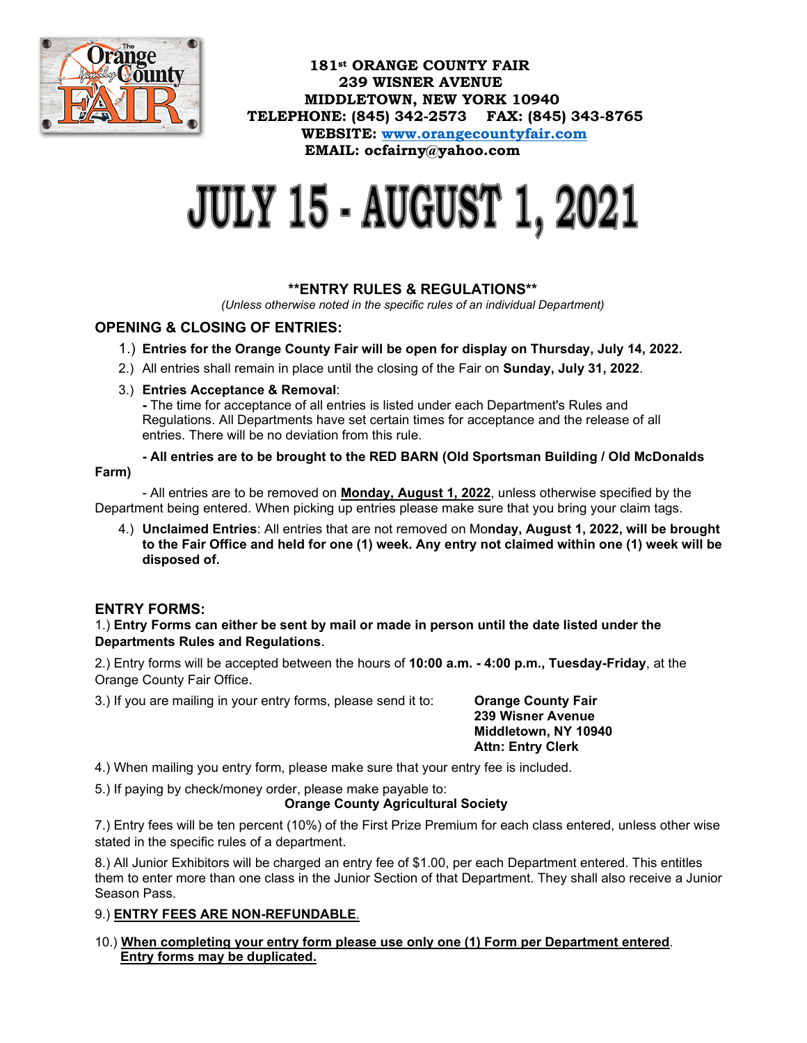**181st ORANGE COUNTY FAIR**
**239 WISNER AVENUE**
**MIDDLETOWN, NEW YORK 10940**
**TELEPHONE: (845) 342-2573 FAX: (845) 343-8765**
**WEBSITE: [www.orangecountyfair.com](http://www.orangecountyfair.com)**
**EMAIL: ocfairny@yahoo.com**

# JULY 15 - AUGUST 1, 2021

## \*\*ENTRY RULES & REGULATIONS\*\*

*(Unless otherwise noted in the specific rules of an individual Department)*

### OPENING & CLOSING OF ENTRIES:

1.) **Entries for the Orange County Fair will be open for display on Thursday, July 14, 2022.**

2.) All entries shall remain in place until the closing of the Fair on **Sunday, July 31, 2022**.

3.) **Entries Acceptance & Removal**:
- The time for acceptance of all entries is listed under each Department's Rules and Regulations. All Departments have set certain times for acceptance and the release of all entries. There will be no deviation from this rule.
- **All entries are to be brought to the RED BARN (Old Sportsman Building / Old McDonalds Farm)**
- All entries are to be removed on **<u>Monday, August 1, 2022</u>**, unless otherwise specified by the Department being entered. When picking up entries please make sure that you bring your claim tags.

4.) **Unclaimed Entries**: All entries that are not removed on Mo**nday, August 1, 2022, will be brought to the Fair Office and held for one (1) week. Any entry not claimed within one (1) week will be disposed of.**

### ENTRY FORMS:

1.) **Entry Forms can either be sent by mail or made in person until the date listed under the Departments Rules and Regulations**.

2.) Entry forms will be accepted between the hours of **10:00 a.m. - 4:00 p.m., Tuesday-Friday**, at the Orange County Fair Office.

3.) If you are mailing in your entry forms, please send it to:

**Orange County Fair**
**239 Wisner Avenue**
**Middletown, NY 10940**
**Attn: Entry Clerk**

4.) When mailing you entry form, please make sure that your entry fee is included.

5.) If paying by check/money order, please make payable to:
**Orange County Agricultural Society**

7.) Entry fees will be ten percent (10%) of the First Prize Premium for each class entered, unless other wise stated in the specific rules of a department.

8.) All Junior Exhibitors will be charged an entry fee of $1.00, per each Department entered. This entitles them to enter more than one class in the Junior Section of that Department. They shall also receive a Junior Season Pass.

9.) **<u>ENTRY FEES ARE NON-REFUNDABLE</u>**.

10.) **<u>When completing your entry form please use only one (1) Form per Department entered</u>**. **<u>Entry forms may be duplicated.</u>**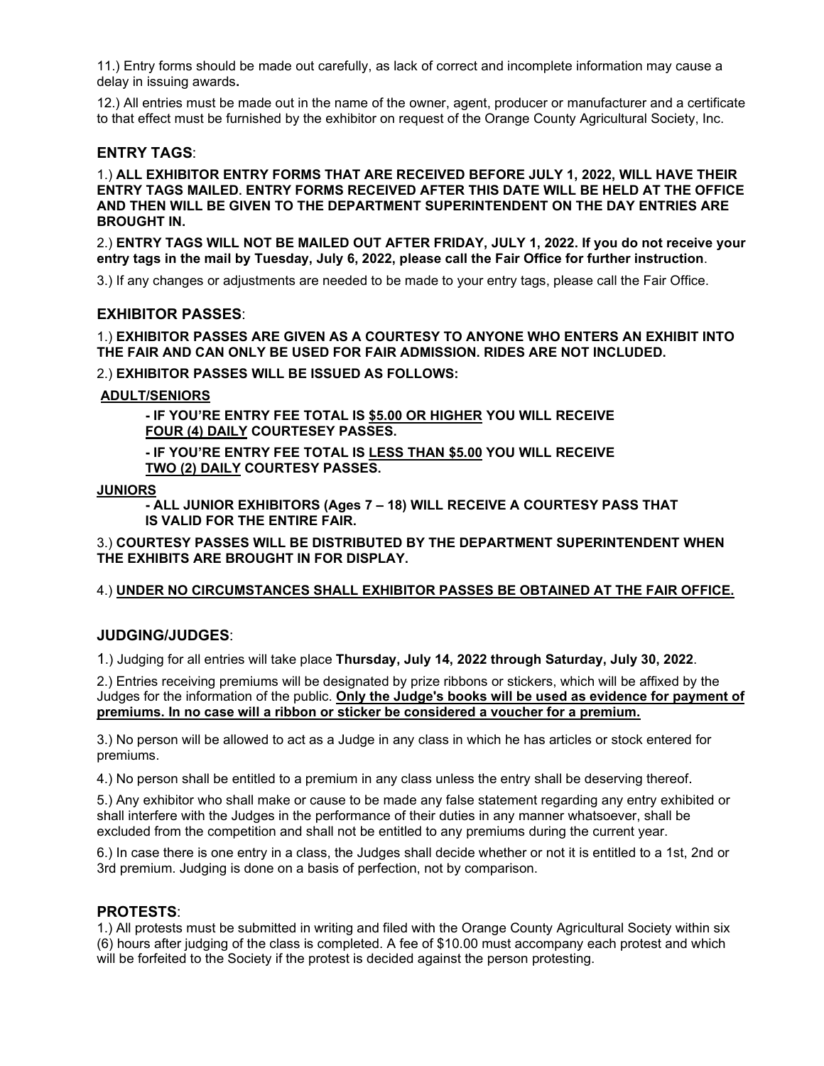11.) Entry forms should be made out carefully, as lack of correct and incomplete information may cause a delay in issuing awards**.**

12.) All entries must be made out in the name of the owner, agent, producer or manufacturer and a certificate to that effect must be furnished by the exhibitor on request of the Orange County Agricultural Society, Inc.

## ENTRY TAGS:

1.) **ALL EXHIBITOR ENTRY FORMS THAT ARE RECEIVED BEFORE JULY 1, 2022, WILL HAVE THEIR ENTRY TAGS MAILED. ENTRY FORMS RECEIVED AFTER THIS DATE WILL BE HELD AT THE OFFICE AND THEN WILL BE GIVEN TO THE DEPARTMENT SUPERINTENDENT ON THE DAY ENTRIES ARE BROUGHT IN.**

2.) **ENTRY TAGS WILL NOT BE MAILED OUT AFTER FRIDAY, JULY 1, 2022. If you do not receive your entry tags in the mail by Tuesday, July 6, 2022, please call the Fair Office for further instruction**.

3.) If any changes or adjustments are needed to be made to your entry tags, please call the Fair Office.

## EXHIBITOR PASSES:

1.) **EXHIBITOR PASSES ARE GIVEN AS A COURTESY TO ANYONE WHO ENTERS AN EXHIBIT INTO THE FAIR AND CAN ONLY BE USED FOR FAIR ADMISSION. RIDES ARE NOT INCLUDED.**

2.) **EXHIBITOR PASSES WILL BE ISSUED AS FOLLOWS:**

**ADULT/SENIORS**

**- IF YOU'RE ENTRY FEE TOTAL IS $5.00 OR HIGHER YOU WILL RECEIVE FOUR (4) DAILY COURTESEY PASSES.**

**- IF YOU'RE ENTRY FEE TOTAL IS LESS THAN $5.00 YOU WILL RECEIVE TWO (2) DAILY COURTESY PASSES.**

**JUNIORS**

**- ALL JUNIOR EXHIBITORS (Ages 7 – 18) WILL RECEIVE A COURTESY PASS THAT IS VALID FOR THE ENTIRE FAIR.**

3.) **COURTESY PASSES WILL BE DISTRIBUTED BY THE DEPARTMENT SUPERINTENDENT WHEN THE EXHIBITS ARE BROUGHT IN FOR DISPLAY.**

4.) **UNDER NO CIRCUMSTANCES SHALL EXHIBITOR PASSES BE OBTAINED AT THE FAIR OFFICE.**

## JUDGING/JUDGES:

1.) Judging for all entries will take place **Thursday, July 14, 2022 through Saturday, July 30, 2022**.

2.) Entries receiving premiums will be designated by prize ribbons or stickers, which will be affixed by the Judges for the information of the public. **Only the Judge's books will be used as evidence for payment of premiums. In no case will a ribbon or sticker be considered a voucher for a premium.**

3.) No person will be allowed to act as a Judge in any class in which he has articles or stock entered for premiums.

4.) No person shall be entitled to a premium in any class unless the entry shall be deserving thereof.

5.) Any exhibitor who shall make or cause to be made any false statement regarding any entry exhibited or shall interfere with the Judges in the performance of their duties in any manner whatsoever, shall be excluded from the competition and shall not be entitled to any premiums during the current year.

6.) In case there is one entry in a class, the Judges shall decide whether or not it is entitled to a 1st, 2nd or 3rd premium. Judging is done on a basis of perfection, not by comparison.

## PROTESTS:

1.) All protests must be submitted in writing and filed with the Orange County Agricultural Society within six (6) hours after judging of the class is completed. A fee of $10.00 must accompany each protest and which will be forfeited to the Society if the protest is decided against the person protesting.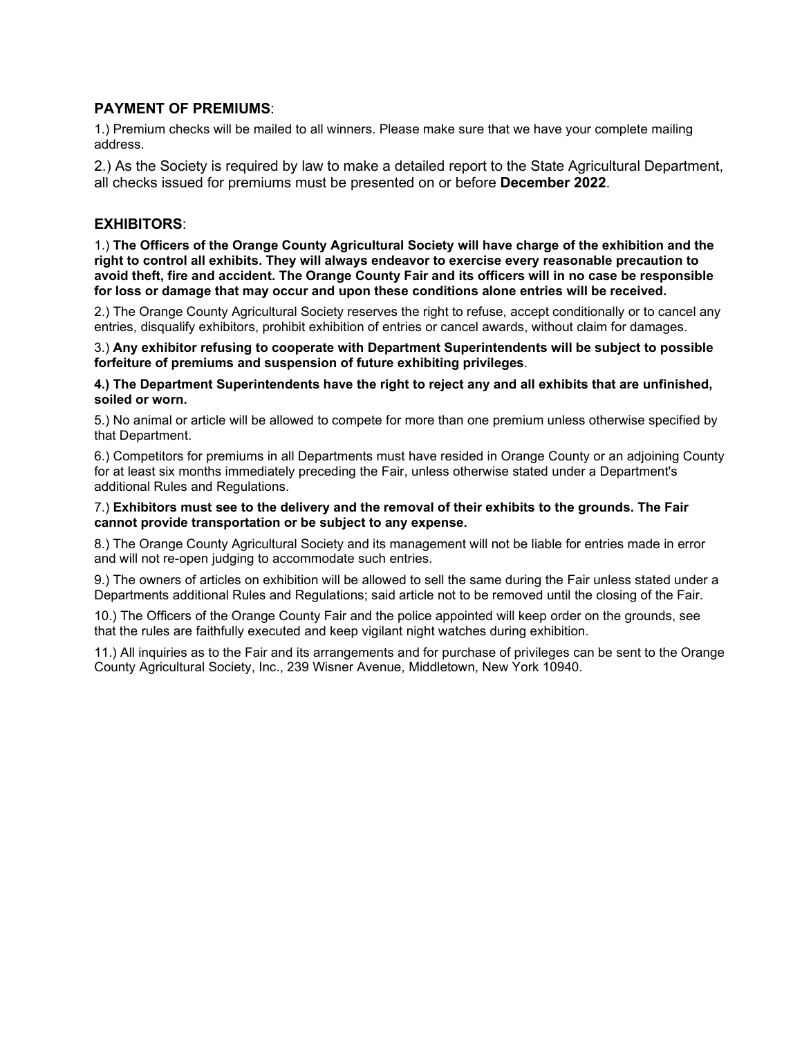## PAYMENT OF PREMIUMS:

1.) Premium checks will be mailed to all winners. Please make sure that we have your complete mailing address.

2.) As the Society is required by law to make a detailed report to the State Agricultural Department, all checks issued for premiums must be presented on or before **December 2022**.

## EXHIBITORS:

1.) **The Officers of the Orange County Agricultural Society will have charge of the exhibition and the right to control all exhibits. They will always endeavor to exercise every reasonable precaution to avoid theft, fire and accident. The Orange County Fair and its officers will in no case be responsible for loss or damage that may occur and upon these conditions alone entries will be received.**

2.) The Orange County Agricultural Society reserves the right to refuse, accept conditionally or to cancel any entries, disqualify exhibitors, prohibit exhibition of entries or cancel awards, without claim for damages.

3.) **Any exhibitor refusing to cooperate with Department Superintendents will be subject to possible forfeiture of premiums and suspension of future exhibiting privileges**.

**4.) The Department Superintendents have the right to reject any and all exhibits that are unfinished, soiled or worn.**

5.) No animal or article will be allowed to compete for more than one premium unless otherwise specified by that Department.

6.) Competitors for premiums in all Departments must have resided in Orange County or an adjoining County for at least six months immediately preceding the Fair, unless otherwise stated under a Department's additional Rules and Regulations.

7.) **Exhibitors must see to the delivery and the removal of their exhibits to the grounds. The Fair cannot provide transportation or be subject to any expense.**

8.) The Orange County Agricultural Society and its management will not be liable for entries made in error and will not re-open judging to accommodate such entries.

9.) The owners of articles on exhibition will be allowed to sell the same during the Fair unless stated under a Departments additional Rules and Regulations; said article not to be removed until the closing of the Fair.

10.) The Officers of the Orange County Fair and the police appointed will keep order on the grounds, see that the rules are faithfully executed and keep vigilant night watches during exhibition.

11.) All inquiries as to the Fair and its arrangements and for purchase of privileges can be sent to the Orange County Agricultural Society, Inc., 239 Wisner Avenue, Middletown, New York 10940.